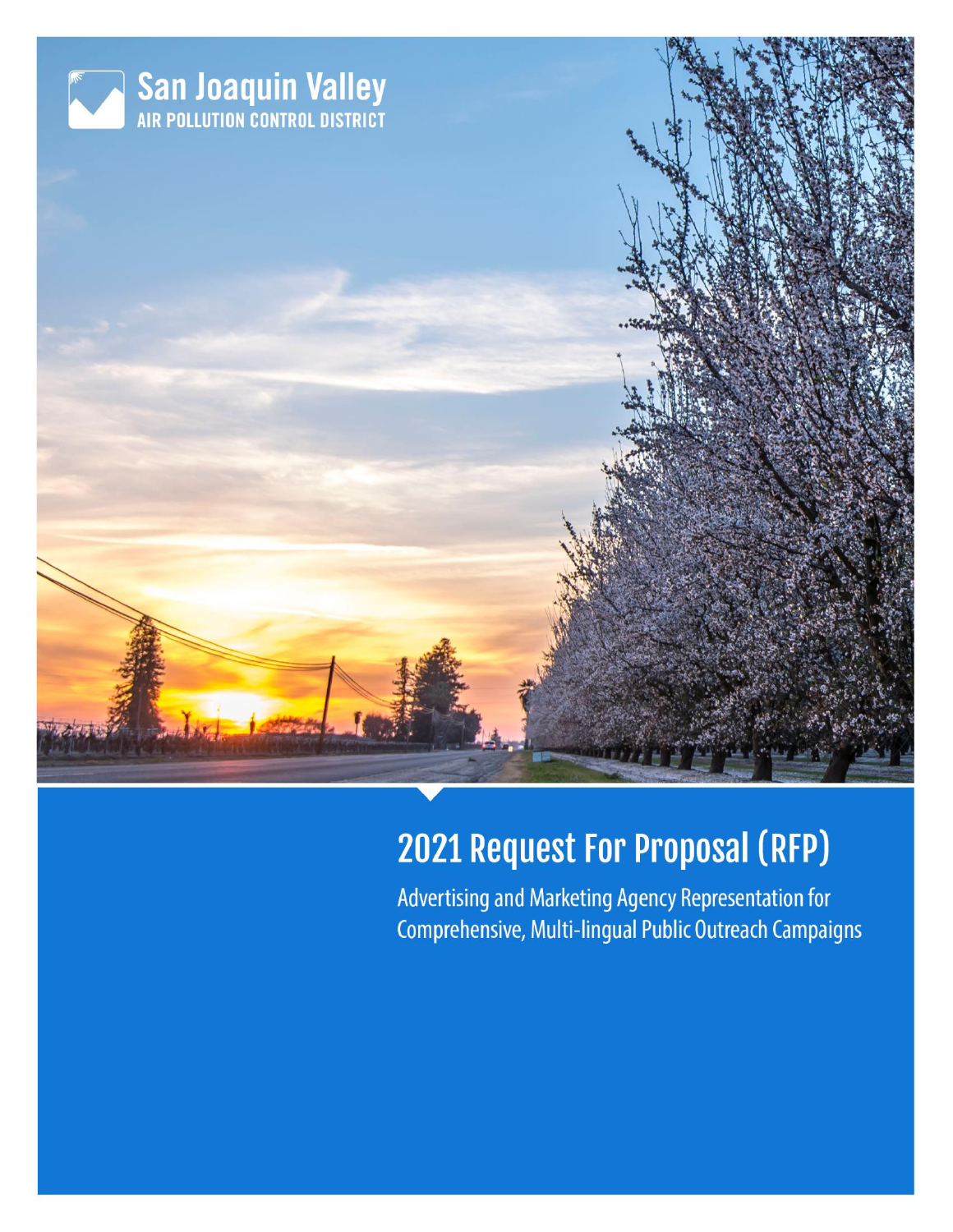San Joaquin Valley
AIR POLLUTION CONTROL DISTRICT

# 2021 Request For Proposal (RFP)

Advertising and Marketing Agency Representation for Comprehensive, Multi-lingual Public Outreach Campaigns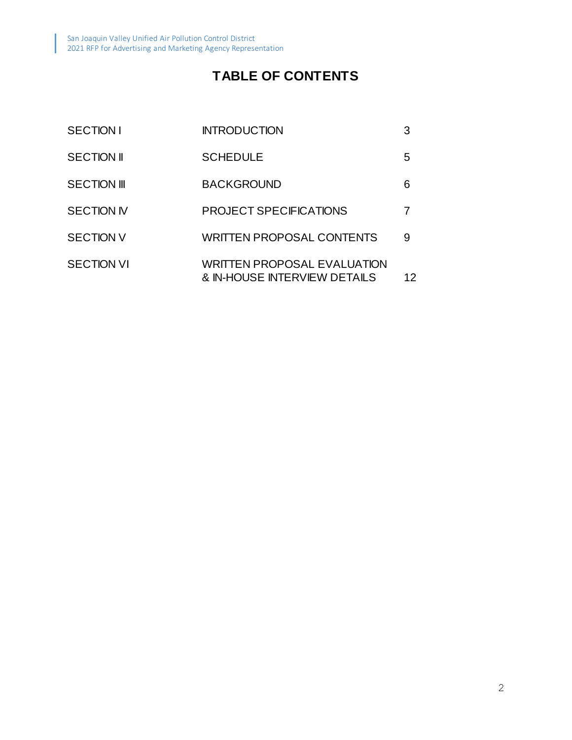# TABLE OF CONTENTS

| | | |
|---|---|---|
| SECTION I | INTRODUCTION | 3 |
| SECTION II | SCHEDULE | 5 |
| SECTION III | BACKGROUND | 6 |
| SECTION IV | PROJECT SPECIFICATIONS | 7 |
| SECTION V | WRITTEN PROPOSAL CONTENTS | 9 |
| SECTION VI | WRITTEN PROPOSAL EVALUATION & IN-HOUSE INTERVIEW DETAILS | 12 |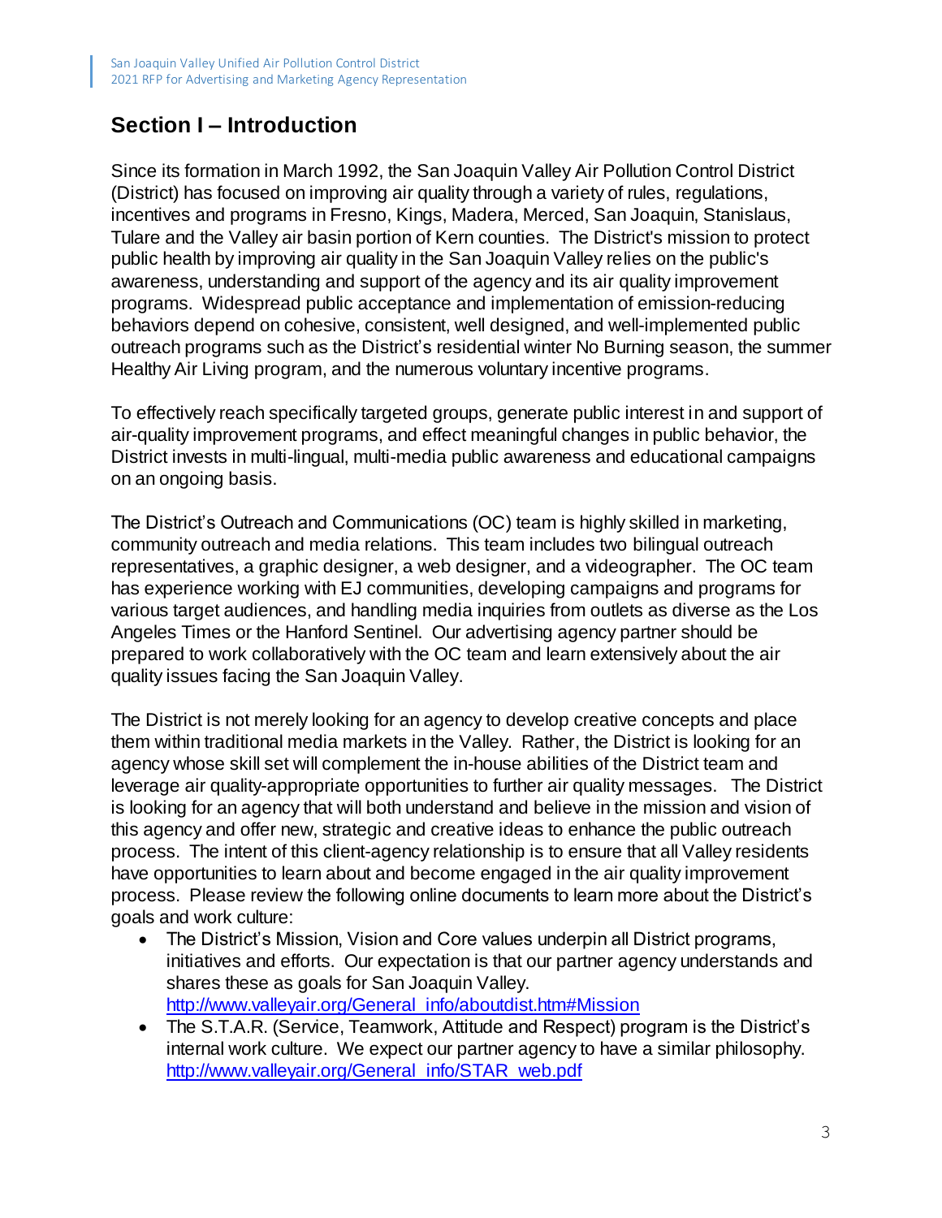## Section I – Introduction

Since its formation in March 1992, the San Joaquin Valley Air Pollution Control District (District) has focused on improving air quality through a variety of rules, regulations, incentives and programs in Fresno, Kings, Madera, Merced, San Joaquin, Stanislaus, Tulare and the Valley air basin portion of Kern counties. The District's mission to protect public health by improving air quality in the San Joaquin Valley relies on the public's awareness, understanding and support of the agency and its air quality improvement programs. Widespread public acceptance and implementation of emission-reducing behaviors depend on cohesive, consistent, well designed, and well-implemented public outreach programs such as the District's residential winter No Burning season, the summer Healthy Air Living program, and the numerous voluntary incentive programs.

To effectively reach specifically targeted groups, generate public interest in and support of air-quality improvement programs, and effect meaningful changes in public behavior, the District invests in multi-lingual, multi-media public awareness and educational campaigns on an ongoing basis.

The District's Outreach and Communications (OC) team is highly skilled in marketing, community outreach and media relations. This team includes two bilingual outreach representatives, a graphic designer, a web designer, and a videographer. The OC team has experience working with EJ communities, developing campaigns and programs for various target audiences, and handling media inquiries from outlets as diverse as the Los Angeles Times or the Hanford Sentinel. Our advertising agency partner should be prepared to work collaboratively with the OC team and learn extensively about the air quality issues facing the San Joaquin Valley.

The District is not merely looking for an agency to develop creative concepts and place them within traditional media markets in the Valley. Rather, the District is looking for an agency whose skill set will complement the in-house abilities of the District team and leverage air quality-appropriate opportunities to further air quality messages. The District is looking for an agency that will both understand and believe in the mission and vision of this agency and offer new, strategic and creative ideas to enhance the public outreach process. The intent of this client-agency relationship is to ensure that all Valley residents have opportunities to learn about and become engaged in the air quality improvement process. Please review the following online documents to learn more about the District's goals and work culture:

- The District's Mission, Vision and Core values underpin all District programs, initiatives and efforts. Our expectation is that our partner agency understands and shares these as goals for San Joaquin Valley. http://www.valleyair.org/General_info/aboutdist.htm#Mission
- The S.T.A.R. (Service, Teamwork, Attitude and Respect) program is the District's internal work culture. We expect our partner agency to have a similar philosophy. http://www.valleyair.org/General_info/STAR_web.pdf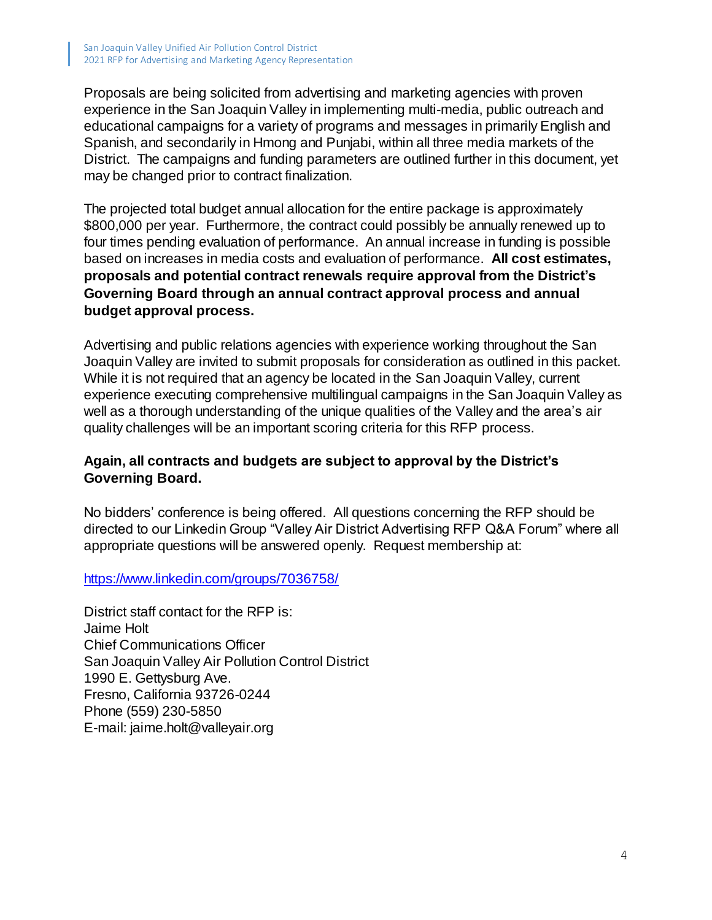Proposals are being solicited from advertising and marketing agencies with proven experience in the San Joaquin Valley in implementing multi-media, public outreach and educational campaigns for a variety of programs and messages in primarily English and Spanish, and secondarily in Hmong and Punjabi, within all three media markets of the District. The campaigns and funding parameters are outlined further in this document, yet may be changed prior to contract finalization.

The projected total budget annual allocation for the entire package is approximately $800,000 per year. Furthermore, the contract could possibly be annually renewed up to four times pending evaluation of performance. An annual increase in funding is possible based on increases in media costs and evaluation of performance. **All cost estimates, proposals and potential contract renewals require approval from the District's Governing Board through an annual contract approval process and annual budget approval process.**

Advertising and public relations agencies with experience working throughout the San Joaquin Valley are invited to submit proposals for consideration as outlined in this packet. While it is not required that an agency be located in the San Joaquin Valley, current experience executing comprehensive multilingual campaigns in the San Joaquin Valley as well as a thorough understanding of the unique qualities of the Valley and the area's air quality challenges will be an important scoring criteria for this RFP process.

**Again, all contracts and budgets are subject to approval by the District's Governing Board.**

No bidders' conference is being offered. All questions concerning the RFP should be directed to our Linkedin Group "Valley Air District Advertising RFP Q&A Forum" where all appropriate questions will be answered openly. Request membership at:

https://www.linkedin.com/groups/7036758/

District staff contact for the RFP is:
Jaime Holt
Chief Communications Officer
San Joaquin Valley Air Pollution Control District
1990 E. Gettysburg Ave.
Fresno, California 93726-0244
Phone (559) 230-5850
E-mail: jaime.holt@valleyair.org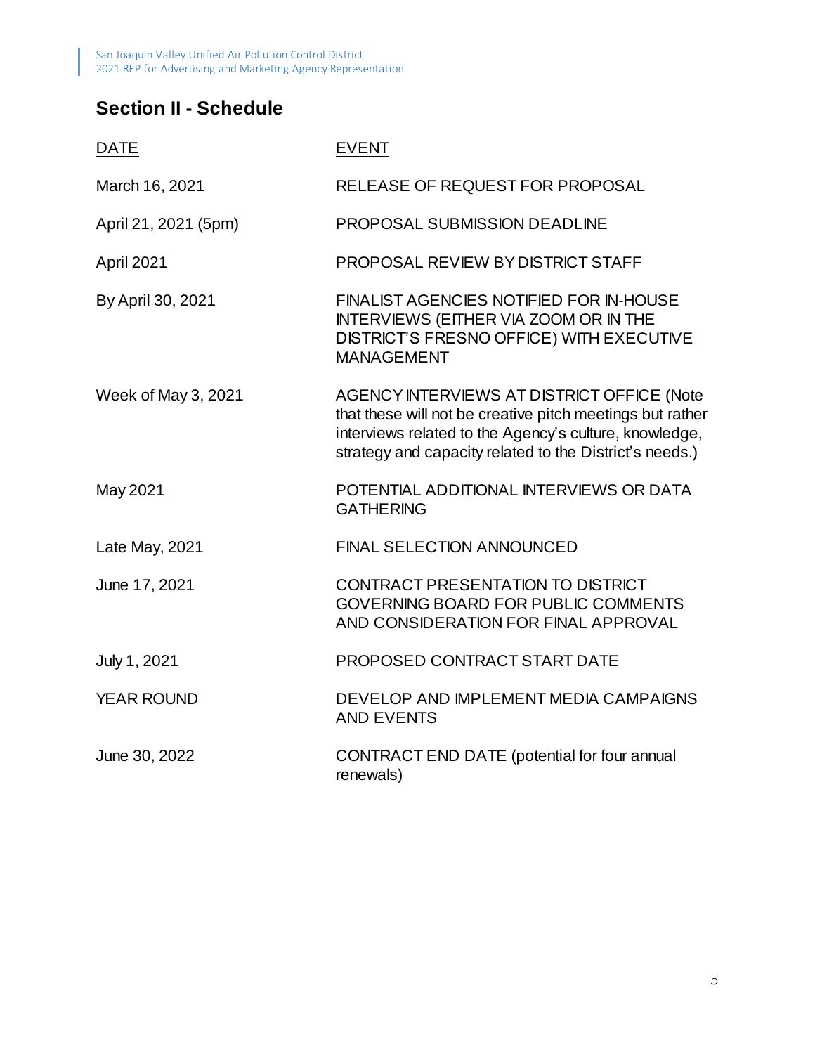## Section II - Schedule

| DATE | EVENT |
|---|---|
| March 16, 2021 | RELEASE OF REQUEST FOR PROPOSAL |
| April 21, 2021 (5pm) | PROPOSAL SUBMISSION DEADLINE |
| April 2021 | PROPOSAL REVIEW BY DISTRICT STAFF |
| By April 30, 2021 | FINALIST AGENCIES NOTIFIED FOR IN-HOUSE INTERVIEWS (EITHER VIA ZOOM OR IN THE DISTRICT'S FRESNO OFFICE) WITH EXECUTIVE MANAGEMENT |
| Week of May 3, 2021 | AGENCY INTERVIEWS AT DISTRICT OFFICE (Note that these will not be creative pitch meetings but rather interviews related to the Agency's culture, knowledge, strategy and capacity related to the District's needs.) |
| May 2021 | POTENTIAL ADDITIONAL INTERVIEWS OR DATA GATHERING |
| Late May, 2021 | FINAL SELECTION ANNOUNCED |
| June 17, 2021 | CONTRACT PRESENTATION TO DISTRICT GOVERNING BOARD FOR PUBLIC COMMENTS AND CONSIDERATION FOR FINAL APPROVAL |
| July 1, 2021 | PROPOSED CONTRACT START DATE |
| YEAR ROUND | DEVELOP AND IMPLEMENT MEDIA CAMPAIGNS AND EVENTS |
| June 30, 2022 | CONTRACT END DATE (potential for four annual renewals) |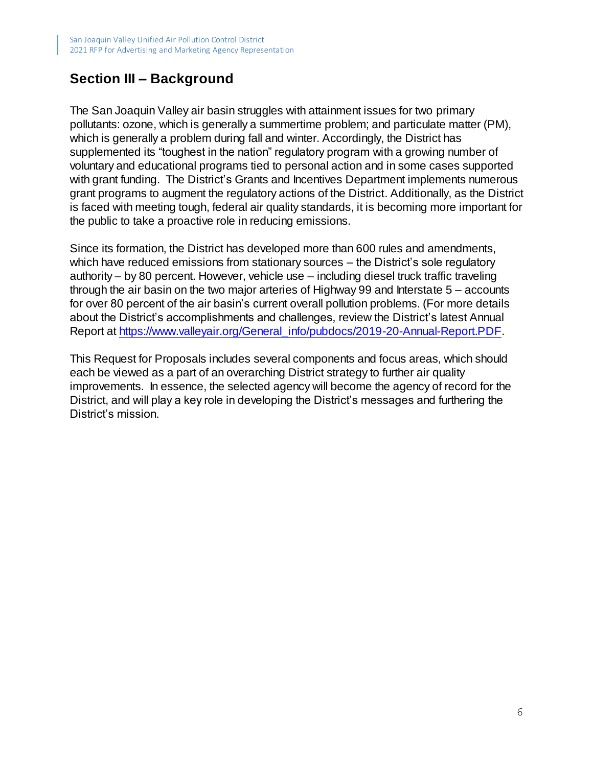## Section III – Background

The San Joaquin Valley air basin struggles with attainment issues for two primary pollutants: ozone, which is generally a summertime problem; and particulate matter (PM), which is generally a problem during fall and winter. Accordingly, the District has supplemented its "toughest in the nation" regulatory program with a growing number of voluntary and educational programs tied to personal action and in some cases supported with grant funding. The District's Grants and Incentives Department implements numerous grant programs to augment the regulatory actions of the District. Additionally, as the District is faced with meeting tough, federal air quality standards, it is becoming more important for the public to take a proactive role in reducing emissions.

Since its formation, the District has developed more than 600 rules and amendments, which have reduced emissions from stationary sources – the District's sole regulatory authority – by 80 percent. However, vehicle use – including diesel truck traffic traveling through the air basin on the two major arteries of Highway 99 and Interstate 5 – accounts for over 80 percent of the air basin's current overall pollution problems. (For more details about the District's accomplishments and challenges, review the District's latest Annual Report at [https://www.valleyair.org/General_info/pubdocs/2019-20-Annual-Report.PDF](https://www.valleyair.org/General_info/pubdocs/2019-20-Annual-Report.PDF).

This Request for Proposals includes several components and focus areas, which should each be viewed as a part of an overarching District strategy to further air quality improvements. In essence, the selected agency will become the agency of record for the District, and will play a key role in developing the District's messages and furthering the District's mission.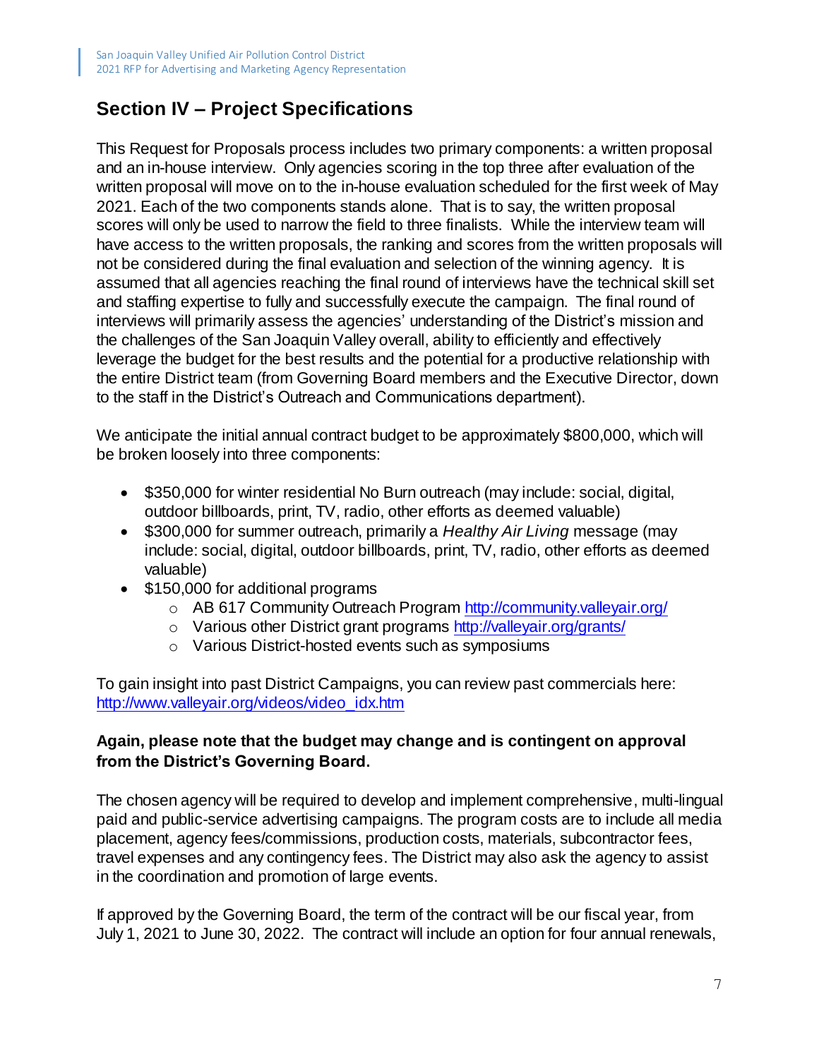## Section IV – Project Specifications

This Request for Proposals process includes two primary components: a written proposal and an in-house interview. Only agencies scoring in the top three after evaluation of the written proposal will move on to the in-house evaluation scheduled for the first week of May 2021. Each of the two components stands alone. That is to say, the written proposal scores will only be used to narrow the field to three finalists. While the interview team will have access to the written proposals, the ranking and scores from the written proposals will not be considered during the final evaluation and selection of the winning agency. It is assumed that all agencies reaching the final round of interviews have the technical skill set and staffing expertise to fully and successfully execute the campaign. The final round of interviews will primarily assess the agencies' understanding of the District's mission and the challenges of the San Joaquin Valley overall, ability to efficiently and effectively leverage the budget for the best results and the potential for a productive relationship with the entire District team (from Governing Board members and the Executive Director, down to the staff in the District's Outreach and Communications department).

We anticipate the initial annual contract budget to be approximately $800,000, which will be broken loosely into three components:

- $350,000 for winter residential No Burn outreach (may include: social, digital, outdoor billboards, print, TV, radio, other efforts as deemed valuable)
- $300,000 for summer outreach, primarily a *Healthy Air Living* message (may include: social, digital, outdoor billboards, print, TV, radio, other efforts as deemed valuable)
- $150,000 for additional programs
  - AB 617 Community Outreach Program http://community.valleyair.org/
  - Various other District grant programs http://valleyair.org/grants/
  - Various District-hosted events such as symposiums

To gain insight into past District Campaigns, you can review past commercials here: http://www.valleyair.org/videos/video_idx.htm

**Again, please note that the budget may change and is contingent on approval from the District's Governing Board.**

The chosen agency will be required to develop and implement comprehensive, multi-lingual paid and public-service advertising campaigns. The program costs are to include all media placement, agency fees/commissions, production costs, materials, subcontractor fees, travel expenses and any contingency fees. The District may also ask the agency to assist in the coordination and promotion of large events.

If approved by the Governing Board, the term of the contract will be our fiscal year, from July 1, 2021 to June 30, 2022. The contract will include an option for four annual renewals,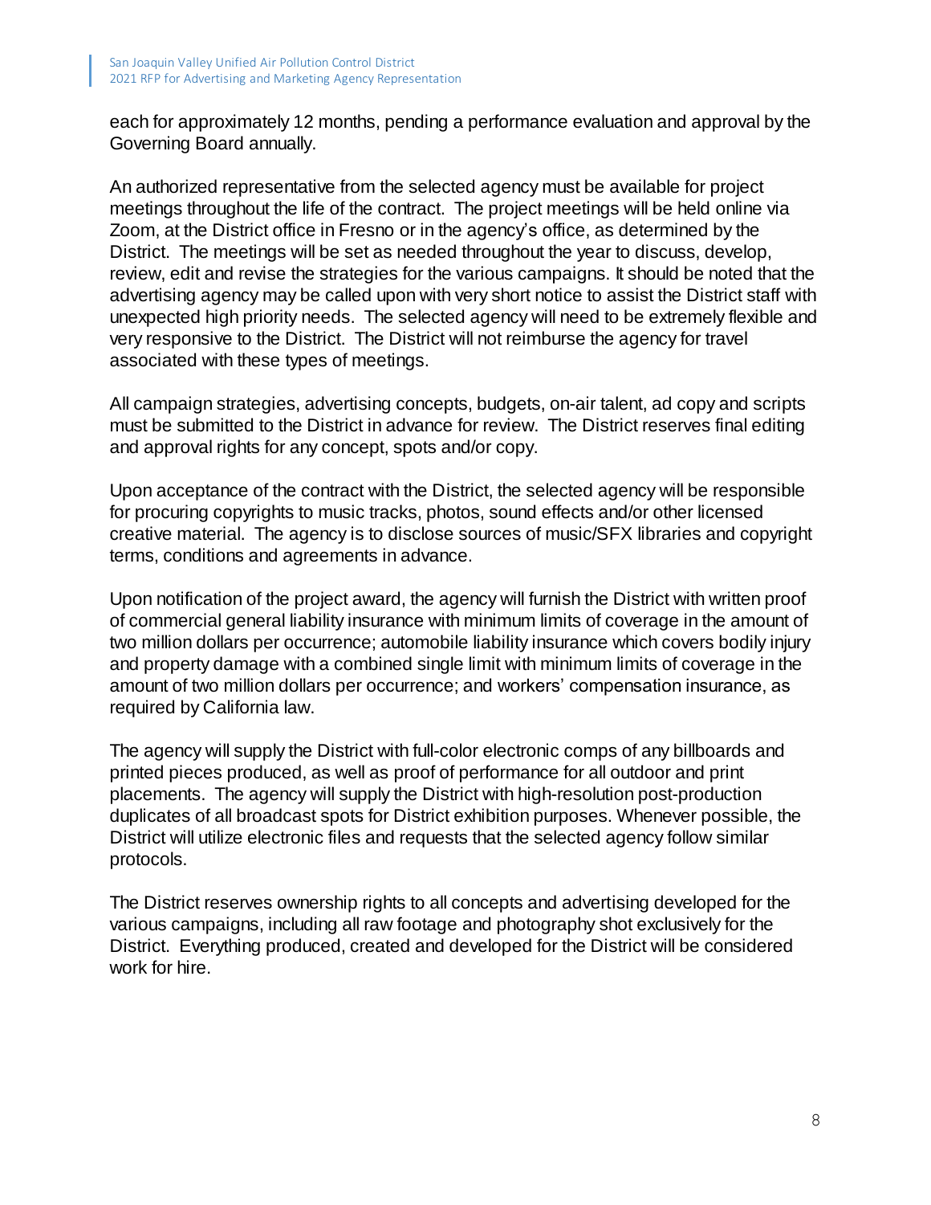each for approximately 12 months, pending a performance evaluation and approval by the Governing Board annually.

An authorized representative from the selected agency must be available for project meetings throughout the life of the contract. The project meetings will be held online via Zoom, at the District office in Fresno or in the agency's office, as determined by the District. The meetings will be set as needed throughout the year to discuss, develop, review, edit and revise the strategies for the various campaigns. It should be noted that the advertising agency may be called upon with very short notice to assist the District staff with unexpected high priority needs. The selected agency will need to be extremely flexible and very responsive to the District. The District will not reimburse the agency for travel associated with these types of meetings.

All campaign strategies, advertising concepts, budgets, on-air talent, ad copy and scripts must be submitted to the District in advance for review. The District reserves final editing and approval rights for any concept, spots and/or copy.

Upon acceptance of the contract with the District, the selected agency will be responsible for procuring copyrights to music tracks, photos, sound effects and/or other licensed creative material. The agency is to disclose sources of music/SFX libraries and copyright terms, conditions and agreements in advance.

Upon notification of the project award, the agency will furnish the District with written proof of commercial general liability insurance with minimum limits of coverage in the amount of two million dollars per occurrence; automobile liability insurance which covers bodily injury and property damage with a combined single limit with minimum limits of coverage in the amount of two million dollars per occurrence; and workers' compensation insurance, as required by California law.

The agency will supply the District with full-color electronic comps of any billboards and printed pieces produced, as well as proof of performance for all outdoor and print placements. The agency will supply the District with high-resolution post-production duplicates of all broadcast spots for District exhibition purposes. Whenever possible, the District will utilize electronic files and requests that the selected agency follow similar protocols.

The District reserves ownership rights to all concepts and advertising developed for the various campaigns, including all raw footage and photography shot exclusively for the District. Everything produced, created and developed for the District will be considered work for hire.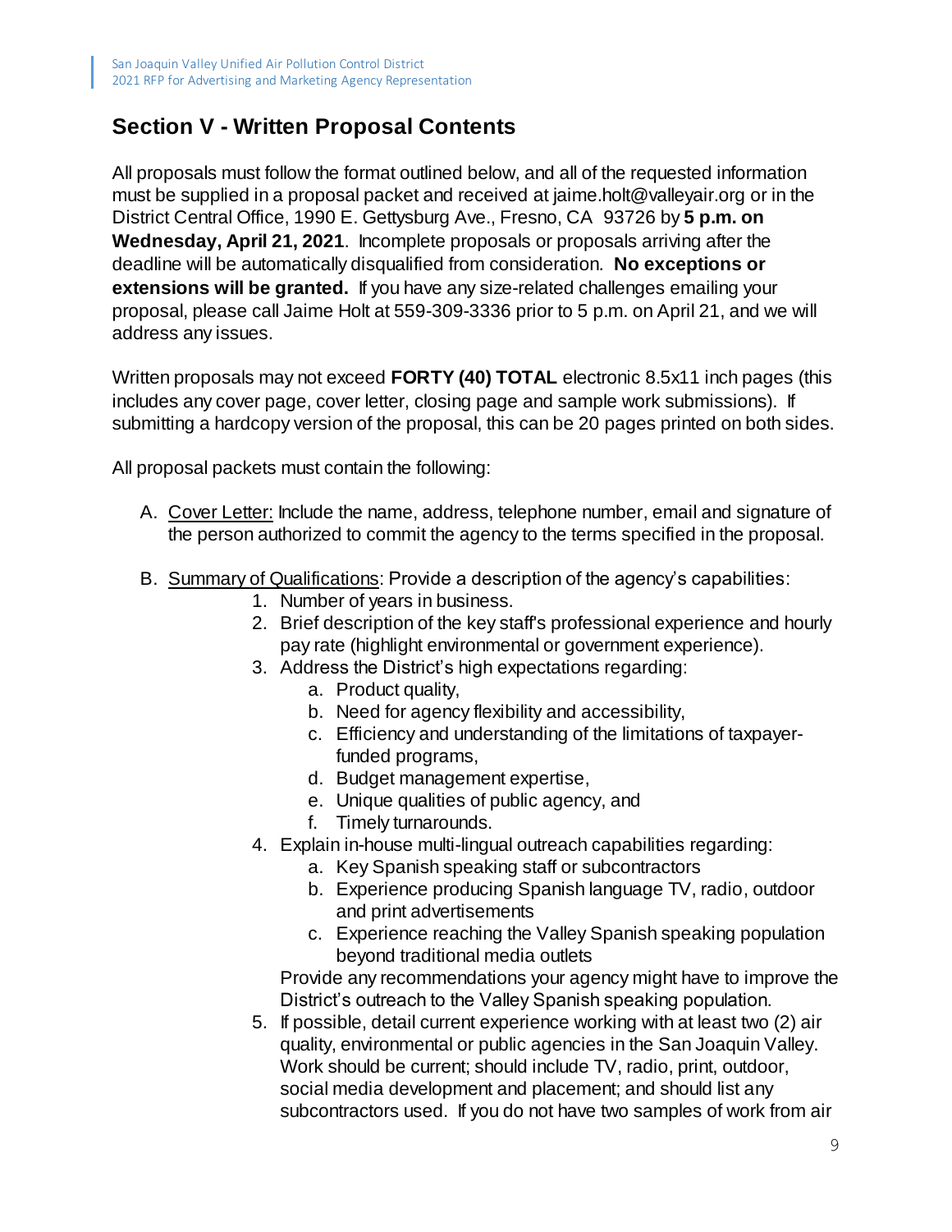## Section V - Written Proposal Contents

All proposals must follow the format outlined below, and all of the requested information must be supplied in a proposal packet and received at jaime.holt@valleyair.org or in the District Central Office, 1990 E. Gettysburg Ave., Fresno, CA 93726 by **5 p.m. on Wednesday, April 21, 2021**. Incomplete proposals or proposals arriving after the deadline will be automatically disqualified from consideration. **No exceptions or extensions will be granted.** If you have any size-related challenges emailing your proposal, please call Jaime Holt at 559-309-3336 prior to 5 p.m. on April 21, and we will address any issues.

Written proposals may not exceed **FORTY (40) TOTAL** electronic 8.5x11 inch pages (this includes any cover page, cover letter, closing page and sample work submissions). If submitting a hardcopy version of the proposal, this can be 20 pages printed on both sides.

All proposal packets must contain the following:

A. <u>Cover Letter:</u> Include the name, address, telephone number, email and signature of the person authorized to commit the agency to the terms specified in the proposal.

B. <u>Summary of Qualifications</u>: Provide a description of the agency's capabilities:
   1. Number of years in business.
   2. Brief description of the key staff's professional experience and hourly pay rate (highlight environmental or government experience).
   3. Address the District's high expectations regarding:
      a. Product quality,
      b. Need for agency flexibility and accessibility,
      c. Efficiency and understanding of the limitations of taxpayer-funded programs,
      d. Budget management expertise,
      e. Unique qualities of public agency, and
      f. Timely turnarounds.
   4. Explain in-house multi-lingual outreach capabilities regarding:
      a. Key Spanish speaking staff or subcontractors
      b. Experience producing Spanish language TV, radio, outdoor and print advertisements
      c. Experience reaching the Valley Spanish speaking population beyond traditional media outlets

      Provide any recommendations your agency might have to improve the District's outreach to the Valley Spanish speaking population.
   5. If possible, detail current experience working with at least two (2) air quality, environmental or public agencies in the San Joaquin Valley. Work should be current; should include TV, radio, print, outdoor, social media development and placement; and should list any subcontractors used. If you do not have two samples of work from air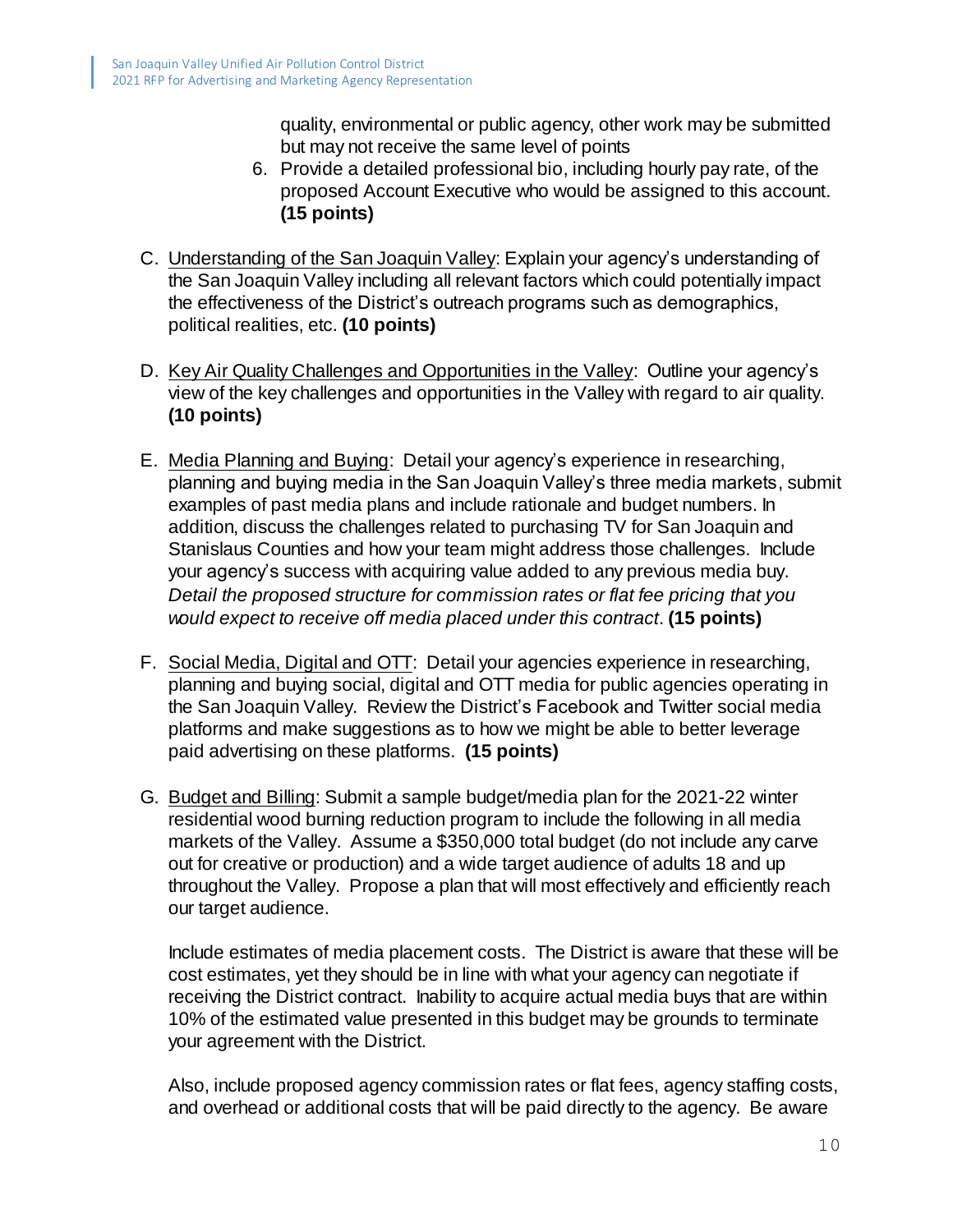quality, environmental or public agency, other work may be submitted but may not receive the same level of points

6. Provide a detailed professional bio, including hourly pay rate, of the proposed Account Executive who would be assigned to this account. **(15 points)**

C. Understanding of the San Joaquin Valley: Explain your agency's understanding of the San Joaquin Valley including all relevant factors which could potentially impact the effectiveness of the District's outreach programs such as demographics, political realities, etc. **(10 points)**

D. Key Air Quality Challenges and Opportunities in the Valley: Outline your agency's view of the key challenges and opportunities in the Valley with regard to air quality. **(10 points)**

E. Media Planning and Buying: Detail your agency's experience in researching, planning and buying media in the San Joaquin Valley's three media markets, submit examples of past media plans and include rationale and budget numbers. In addition, discuss the challenges related to purchasing TV for San Joaquin and Stanislaus Counties and how your team might address those challenges. Include your agency's success with acquiring value added to any previous media buy. *Detail the proposed structure for commission rates or flat fee pricing that you would expect to receive off media placed under this contract*. **(15 points)**

F. Social Media, Digital and OTT: Detail your agencies experience in researching, planning and buying social, digital and OTT media for public agencies operating in the San Joaquin Valley. Review the District's Facebook and Twitter social media platforms and make suggestions as to how we might be able to better leverage paid advertising on these platforms. **(15 points)**

G. Budget and Billing: Submit a sample budget/media plan for the 2021-22 winter residential wood burning reduction program to include the following in all media markets of the Valley. Assume a $350,000 total budget (do not include any carve out for creative or production) and a wide target audience of adults 18 and up throughout the Valley. Propose a plan that will most effectively and efficiently reach our target audience.

Include estimates of media placement costs. The District is aware that these will be cost estimates, yet they should be in line with what your agency can negotiate if receiving the District contract. Inability to acquire actual media buys that are within 10% of the estimated value presented in this budget may be grounds to terminate your agreement with the District.

Also, include proposed agency commission rates or flat fees, agency staffing costs, and overhead or additional costs that will be paid directly to the agency. Be aware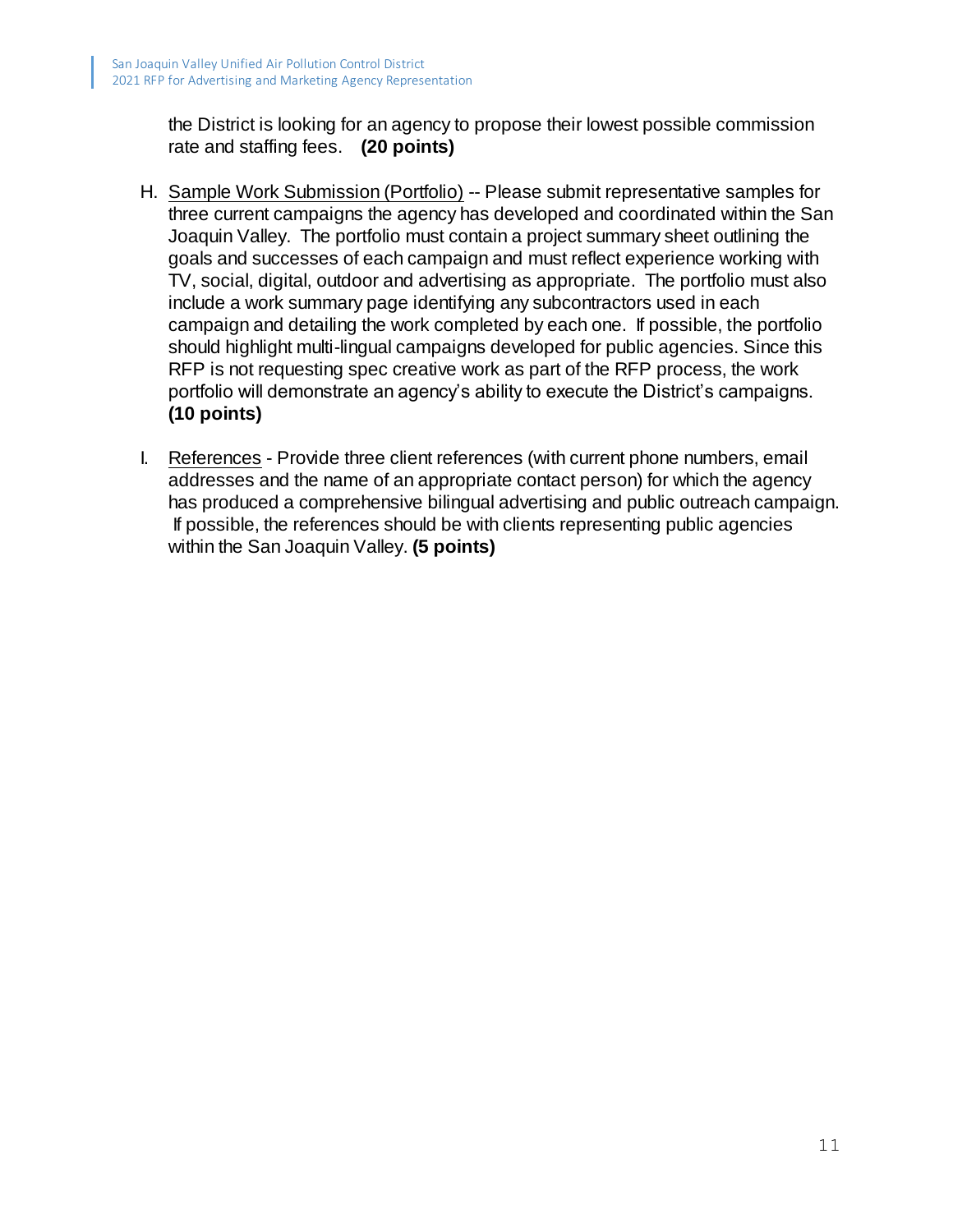the District is looking for an agency to propose their lowest possible commission rate and staffing fees. **(20 points)**

H. <u>Sample Work Submission (Portfolio)</u> -- Please submit representative samples for three current campaigns the agency has developed and coordinated within the San Joaquin Valley. The portfolio must contain a project summary sheet outlining the goals and successes of each campaign and must reflect experience working with TV, social, digital, outdoor and advertising as appropriate. The portfolio must also include a work summary page identifying any subcontractors used in each campaign and detailing the work completed by each one. If possible, the portfolio should highlight multi-lingual campaigns developed for public agencies. Since this RFP is not requesting spec creative work as part of the RFP process, the work portfolio will demonstrate an agency's ability to execute the District's campaigns. **(10 points)**

I. <u>References</u> - Provide three client references (with current phone numbers, email addresses and the name of an appropriate contact person) for which the agency has produced a comprehensive bilingual advertising and public outreach campaign. If possible, the references should be with clients representing public agencies within the San Joaquin Valley. **(5 points)**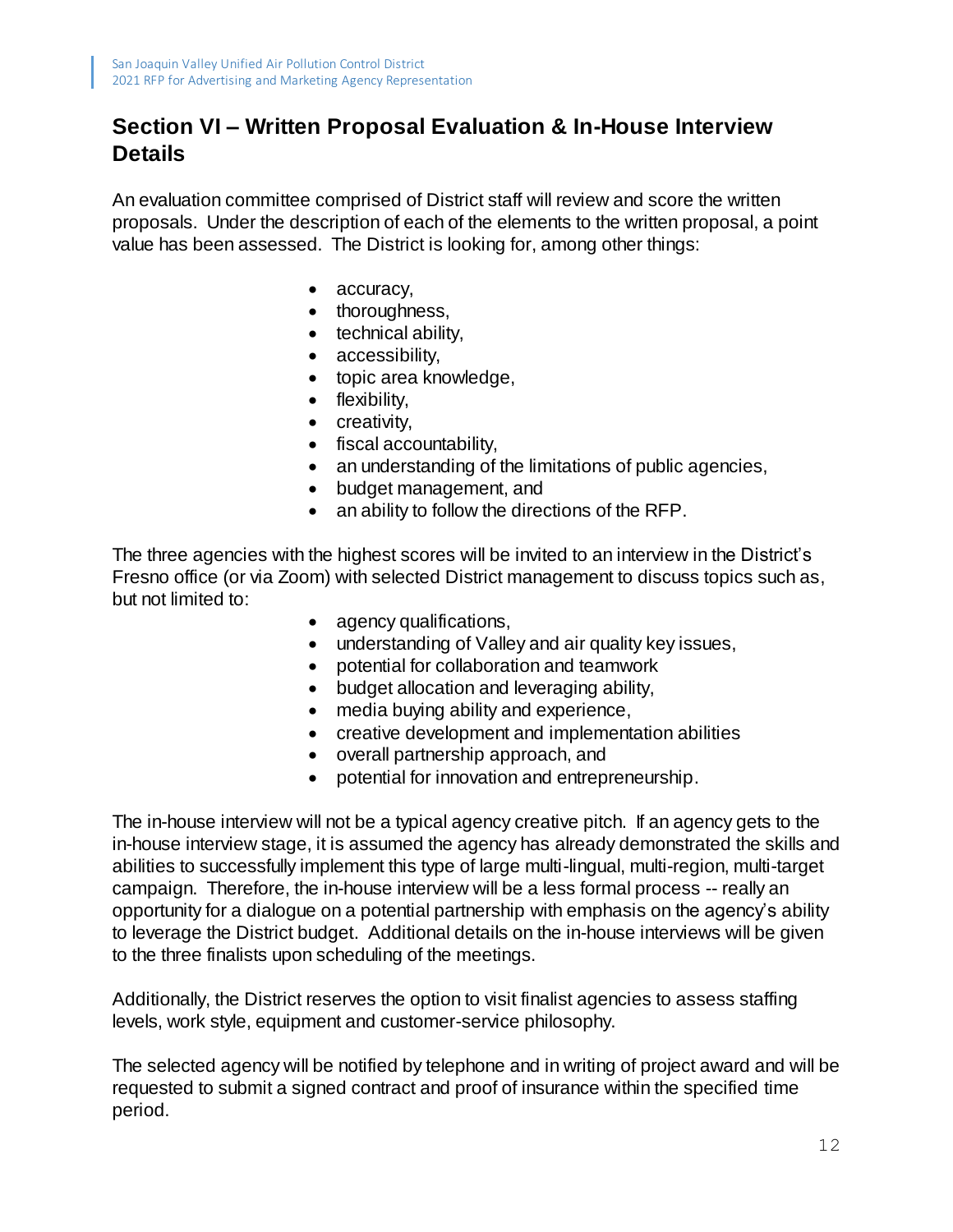## Section VI – Written Proposal Evaluation & In-House Interview Details

An evaluation committee comprised of District staff will review and score the written proposals. Under the description of each of the elements to the written proposal, a point value has been assessed. The District is looking for, among other things:

- accuracy,
- thoroughness,
- technical ability,
- accessibility,
- topic area knowledge,
- flexibility,
- creativity,
- fiscal accountability,
- an understanding of the limitations of public agencies,
- budget management, and
- an ability to follow the directions of the RFP.

The three agencies with the highest scores will be invited to an interview in the District's Fresno office (or via Zoom) with selected District management to discuss topics such as, but not limited to:

- agency qualifications,
- understanding of Valley and air quality key issues,
- potential for collaboration and teamwork
- budget allocation and leveraging ability,
- media buying ability and experience,
- creative development and implementation abilities
- overall partnership approach, and
- potential for innovation and entrepreneurship.

The in-house interview will not be a typical agency creative pitch. If an agency gets to the in-house interview stage, it is assumed the agency has already demonstrated the skills and abilities to successfully implement this type of large multi-lingual, multi-region, multi-target campaign. Therefore, the in-house interview will be a less formal process -- really an opportunity for a dialogue on a potential partnership with emphasis on the agency's ability to leverage the District budget. Additional details on the in-house interviews will be given to the three finalists upon scheduling of the meetings.

Additionally, the District reserves the option to visit finalist agencies to assess staffing levels, work style, equipment and customer-service philosophy.

The selected agency will be notified by telephone and in writing of project award and will be requested to submit a signed contract and proof of insurance within the specified time period.